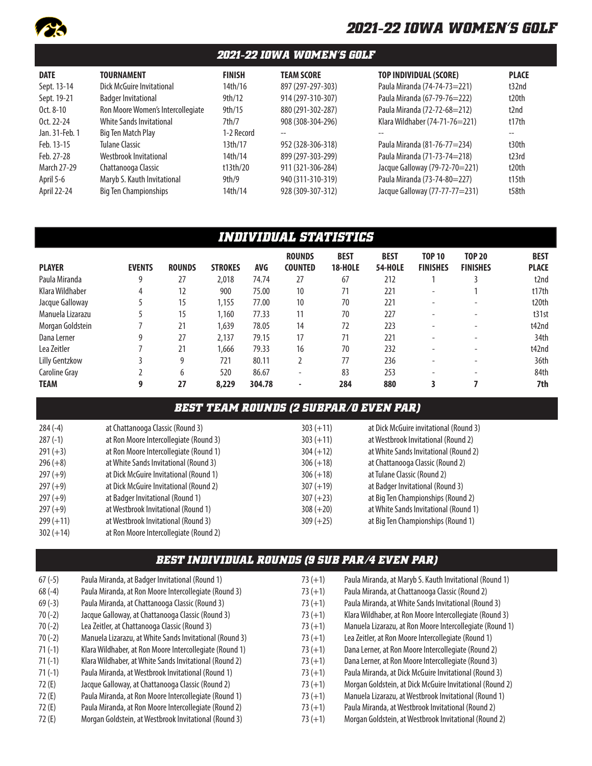# 2021-22 IOWA WOMEN'S GOLF

## 2021-22 IOWA WOMEN'S GOLF

| DATE | TOURNAMENT | FINISH | TEAM SCORE | TOP INDIVIDUAL (SCORE) | PLACE |
|---|---|---|---|---|---|
| Sept. 13-14 | Dick McGuire Invitational | 14th/16 | 897 (297-297-303) | Paula Miranda (74-74-73=221) | t32nd |
| Sept. 19-21 | Badger Invitational | 9th/12 | 914 (297-310-307) | Paula Miranda (67-79-76=222) | t20th |
| Oct. 8-10 | Ron Moore Women's Intercollegiate | 9th/15 | 880 (291-302-287) | Paula Miranda (72-72-68=212) | t2nd |
| Oct. 22-24 | White Sands Invitational | 7th/7 | 908 (308-304-296) | Klara Wildhaber (74-71-76=221) | t17th |
| Jan. 31-Feb. 1 | Big Ten Match Play | 1-2 Record | -- | -- | -- |
| Feb. 13-15 | Tulane Classic | 13th/17 | 952 (328-306-318) | Paula Miranda (81-76-77=234) | t30th |
| Feb. 27-28 | Westbrook Invitational | 14th/14 | 899 (297-303-299) | Paula Miranda (71-73-74=218) | t23rd |
| March 27-29 | Chattanooga Classic | t13th/20 | 911 (321-306-284) | Jacque Galloway (79-72-70=221) | t20th |
| April 5-6 | Maryb S. Kauth Invitational | 9th/9 | 940 (311-310-319) | Paula Miranda (73-74-80=227) | t15th |
| April 22-24 | Big Ten Championships | 14th/14 | 928 (309-307-312) | Jacque Galloway (77-77-77=231) | t58th |

## INDIVIDUAL STATISTICS

| PLAYER | EVENTS | ROUNDS | STROKES | AVG | ROUNDS COUNTED | BEST 18-HOLE | BEST 54-HOLE | TOP 10 FINISHES | TOP 20 FINISHES | BEST PLACE |
|---|---|---|---|---|---|---|---|---|---|---|
| Paula Miranda | 9 | 27 | 2,018 | 74.74 | 27 | 67 | 212 | 1 | 3 | t2nd |
| Klara Wildhaber | 4 | 12 | 900 | 75.00 | 10 | 71 | 221 | - | 1 | t17th |
| Jacque Galloway | 5 | 15 | 1,155 | 77.00 | 10 | 70 | 221 | - | - | t20th |
| Manuela Lizarazu | 5 | 15 | 1,160 | 77.33 | 11 | 70 | 227 | - | - | t31st |
| Morgan Goldstein | 7 | 21 | 1,639 | 78.05 | 14 | 72 | 223 | - | - | t42nd |
| Dana Lerner | 9 | 27 | 2,137 | 79.15 | 17 | 71 | 221 | - | - | 34th |
| Lea Zeitler | 7 | 21 | 1,666 | 79.33 | 16 | 70 | 232 | - | - | t42nd |
| Lilly Gentzkow | 3 | 9 | 721 | 80.11 | 2 | 77 | 236 | - | - | 36th |
| Caroline Gray | 2 | 6 | 520 | 86.67 | - | 83 | 253 | - | - | 84th |
| **TEAM** | **9** | **27** | **8,229** | **304.78** | **-** | **284** | **880** | **3** | **7** | **7th** |

## BEST TEAM ROUNDS (2 SUBPAR/0 EVEN PAR)

| Score | Event | Score | Event |
|---|---|---|---|
| 284 (-4) | at Chattanooga Classic (Round 3) | 303 (+11) | at Dick McGuire invitational (Round 3) |
| 287 (-1) | at Ron Moore Intercollegiate (Round 3) | 303 (+11) | at Westbrook Invitational (Round 2) |
| 291 (+3) | at Ron Moore Intercollegiate (Round 1) | 304 (+12) | at White Sands Invitational (Round 2) |
| 296 (+8) | at White Sands Invitational (Round 3) | 306 (+18) | at Chattanooga Classic (Round 2) |
| 297 (+9) | at Dick McGuire Invitational (Round 1) | 306 (+18) | at Tulane Classic (Round 2) |
| 297 (+9) | at Dick McGuire Invitational (Round 2) | 307 (+19) | at Badger Invitational (Round 3) |
| 297 (+9) | at Badger Invitational (Round 1) | 307 (+23) | at Big Ten Championships (Round 2) |
| 297 (+9) | at Westbrook Invitational (Round 1) | 308 (+20) | at White Sands Invitational (Round 1) |
| 299 (+11) | at Westbrook Invitational (Round 3) | 309 (+25) | at Big Ten Championships (Round 1) |
| 302 (+14) | at Ron Moore Intercollegiate (Round 2) | | |

## BEST INDIVIDUAL ROUNDS (9 SUB PAR/4 EVEN PAR)

| Score | Player, Event | Score | Player, Event |
|---|---|---|---|
| 67 (-5) | Paula Miranda, at Badger Invitational (Round 1) | 73 (+1) | Paula Miranda, at Maryb S. Kauth Invitational (Round 1) |
| 68 (-4) | Paula Miranda, at Ron Moore Intercollegiate (Round 3) | 73 (+1) | Paula Miranda, at Chattanooga Classic (Round 2) |
| 69 (-3) | Paula Miranda, at Chattanooga Classic (Round 3) | 73 (+1) | Paula Miranda, at White Sands Invitational (Round 3) |
| 70 (-2) | Jacque Galloway, at Chattanooga Classic (Round 3) | 73 (+1) | Klara Wildhaber, at Ron Moore Intercollegiate (Round 3) |
| 70 (-2) | Lea Zeitler, at Chattanooga Classic (Round 3) | 73 (+1) | Manuela Lizarazu, at Ron Moore Intercollegiate (Round 1) |
| 70 (-2) | Manuela Lizarazu, at White Sands Invitational (Round 3) | 73 (+1) | Lea Zeitler, at Ron Moore Intercollegiate (Round 1) |
| 71 (-1) | Klara Wildhaber, at Ron Moore Intercollegiate (Round 1) | 73 (+1) | Dana Lerner, at Ron Moore Intercollegiate (Round 2) |
| 71 (-1) | Klara Wildhaber, at White Sands Invitational (Round 2) | 73 (+1) | Dana Lerner, at Ron Moore Intercollegiate (Round 3) |
| 71 (-1) | Paula Miranda, at Westbrook Invitational (Round 1) | 73 (+1) | Paula Miranda, at Dick McGuire Invitational (Round 3) |
| 72 (E) | Jacque Galloway, at Chattanooga Classic (Round 2) | 73 (+1) | Morgan Goldstein, at Dick McGuire Invitational (Round 2) |
| 72 (E) | Paula Miranda, at Ron Moore Intercollegiate (Round 1) | 73 (+1) | Manuela Lizarazu, at Westbrook Invitational (Round 1) |
| 72 (E) | Paula Miranda, at Ron Moore Intercollegiate (Round 2) | 73 (+1) | Paula Miranda, at Westbrook Invitational (Round 2) |
| 72 (E) | Morgan Goldstein, at Westbrook Invitational (Round 3) | 73 (+1) | Morgan Goldstein, at Westbrook Invitational (Round 2) |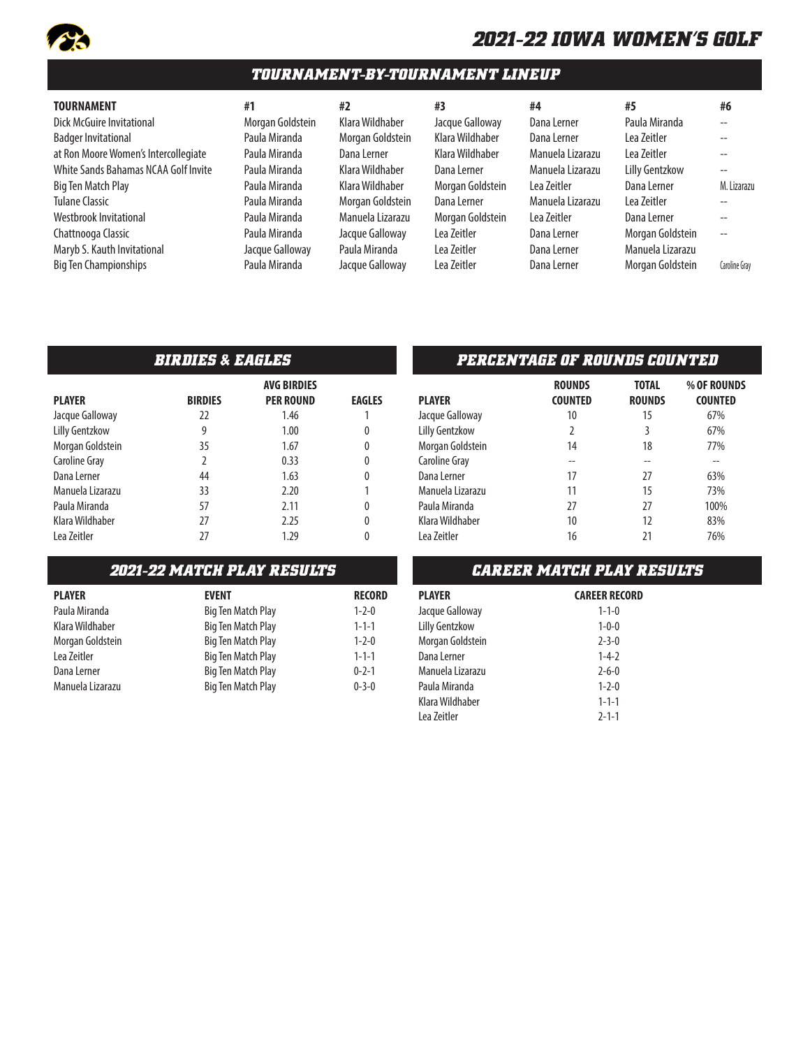# 2021-22 IOWA WOMEN'S GOLF

## TOURNAMENT-BY-TOURNAMENT LINEUP

| TOURNAMENT | #1 | #2 | #3 | #4 | #5 | #6 |
|---|---|---|---|---|---|---|
| Dick McGuire Invitational | Morgan Goldstein | Klara Wildhaber | Jacque Galloway | Dana Lerner | Paula Miranda | -- |
| Badger Invitational | Paula Miranda | Morgan Goldstein | Klara Wildhaber | Dana Lerner | Lea Zeitler | -- |
| at Ron Moore Women's Intercollegiate | Paula Miranda | Dana Lerner | Klara Wildhaber | Manuela Lizarazu | Lea Zeitler | -- |
| White Sands Bahamas NCAA Golf Invite | Paula Miranda | Klara Wildhaber | Dana Lerner | Manuela Lizarazu | Lilly Gentzkow | -- |
| Big Ten Match Play | Paula Miranda | Klara Wildhaber | Morgan Goldstein | Lea Zeitler | Dana Lerner | M. Lizarazu |
| Tulane Classic | Paula Miranda | Morgan Goldstein | Dana Lerner | Manuela Lizarazu | Lea Zeitler | -- |
| Westbrook Invitational | Paula Miranda | Manuela Lizarazu | Morgan Goldstein | Lea Zeitler | Dana Lerner | -- |
| Chattnooga Classic | Paula Miranda | Jacque Galloway | Lea Zeitler | Dana Lerner | Morgan Goldstein | -- |
| Maryb S. Kauth Invitational | Jacque Galloway | Paula Miranda | Lea Zeitler | Dana Lerner | Manuela Lizarazu | |
| Big Ten Championships | Paula Miranda | Jacque Galloway | Lea Zeitler | Dana Lerner | Morgan Goldstein | Caroline Gray |

## BIRDIES & EAGLES

| PLAYER | BIRDIES | AVG BIRDIES PER ROUND | EAGLES |
|---|---|---|---|
| Jacque Galloway | 22 | 1.46 | 1 |
| Lilly Gentzkow | 9 | 1.00 | 0 |
| Morgan Goldstein | 35 | 1.67 | 0 |
| Caroline Gray | 2 | 0.33 | 0 |
| Dana Lerner | 44 | 1.63 | 0 |
| Manuela Lizarazu | 33 | 2.20 | 1 |
| Paula Miranda | 57 | 2.11 | 0 |
| Klara Wildhaber | 27 | 2.25 | 0 |
| Lea Zeitler | 27 | 1.29 | 0 |

## PERCENTAGE OF ROUNDS COUNTED

| PLAYER | ROUNDS COUNTED | TOTAL ROUNDS | % OF ROUNDS COUNTED |
|---|---|---|---|
| Jacque Galloway | 10 | 15 | 67% |
| Lilly Gentzkow | 2 | 3 | 67% |
| Morgan Goldstein | 14 | 18 | 77% |
| Caroline Gray | -- | -- | -- |
| Dana Lerner | 17 | 27 | 63% |
| Manuela Lizarazu | 11 | 15 | 73% |
| Paula Miranda | 27 | 27 | 100% |
| Klara Wildhaber | 10 | 12 | 83% |
| Lea Zeitler | 16 | 21 | 76% |

## 2021-22 MATCH PLAY RESULTS

| PLAYER | EVENT | RECORD |
|---|---|---|
| Paula Miranda | Big Ten Match Play | 1-2-0 |
| Klara Wildhaber | Big Ten Match Play | 1-1-1 |
| Morgan Goldstein | Big Ten Match Play | 1-2-0 |
| Lea Zeitler | Big Ten Match Play | 1-1-1 |
| Dana Lerner | Big Ten Match Play | 0-2-1 |
| Manuela Lizarazu | Big Ten Match Play | 0-3-0 |

## CAREER MATCH PLAY RESULTS

| PLAYER | CAREER RECORD |
|---|---|
| Jacque Galloway | 1-1-0 |
| Lilly Gentzkow | 1-0-0 |
| Morgan Goldstein | 2-3-0 |
| Dana Lerner | 1-4-2 |
| Manuela Lizarazu | 2-6-0 |
| Paula Miranda | 1-2-0 |
| Klara Wildhaber | 1-1-1 |
| Lea Zeitler | 2-1-1 |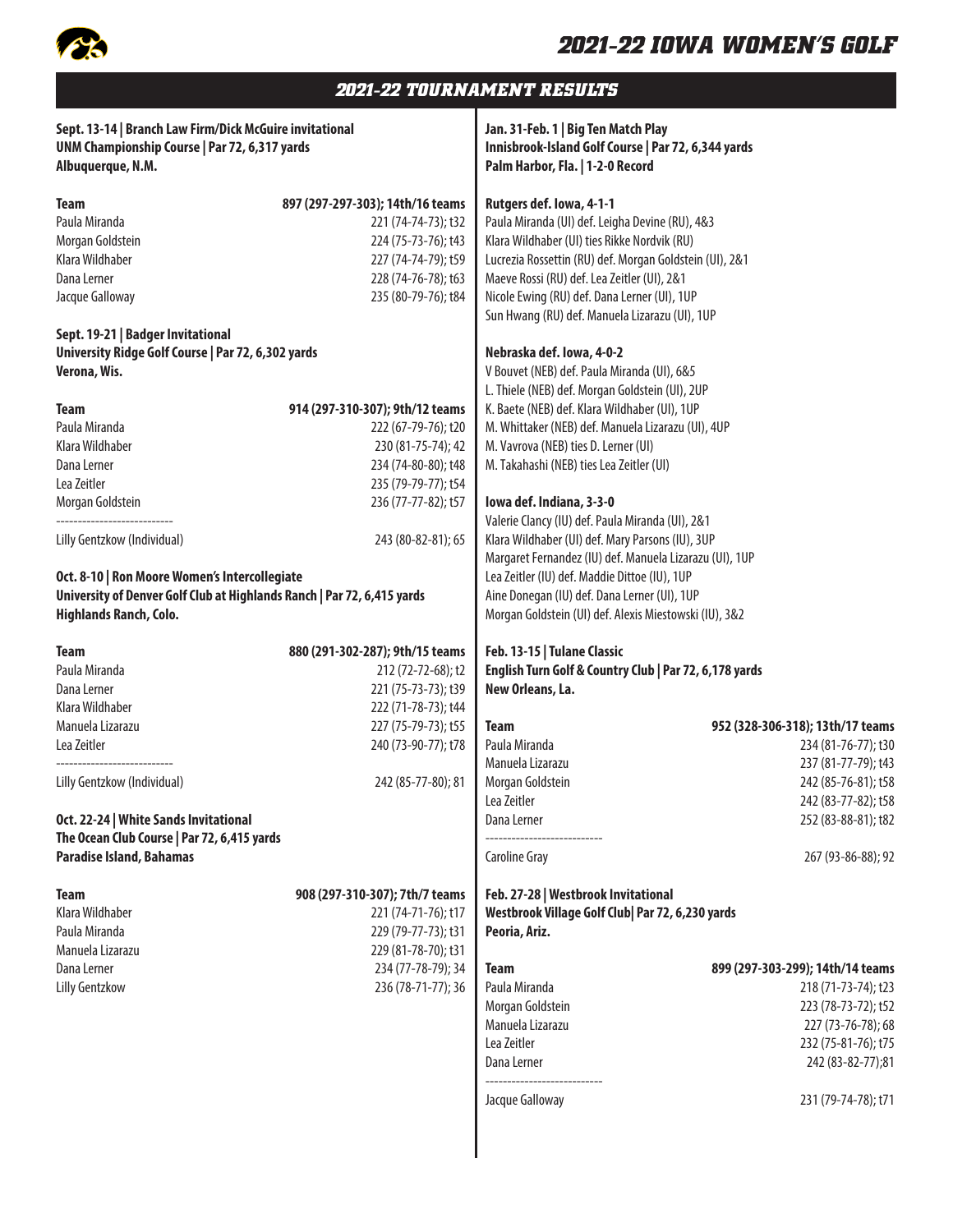## 2021-22 TOURNAMENT RESULTS

**Sept. 13-14 | Branch Law Firm/Dick McGuire invitational**
**UNM Championship Course | Par 72, 6,317 yards**
**Albuquerque, N.M.**

| Team | 897 (297-297-303); 14th/16 teams |
|---|---|
| Paula Miranda | 221 (74-74-73); t32 |
| Morgan Goldstein | 224 (75-73-76); t43 |
| Klara Wildhaber | 227 (74-74-79); t59 |
| Dana Lerner | 228 (74-76-78); t63 |
| Jacque Galloway | 235 (80-79-76); t84 |

**Sept. 19-21 | Badger Invitational**
**University Ridge Golf Course | Par 72, 6,302 yards**
**Verona, Wis.**

| Team | 914 (297-310-307); 9th/12 teams |
|---|---|
| Paula Miranda | 222 (67-79-76); t20 |
| Klara Wildhaber | 230 (81-75-74); 42 |
| Dana Lerner | 234 (74-80-80); t48 |
| Lea Zeitler | 235 (79-79-77); t54 |
| Morgan Goldstein | 236 (77-77-82); t57 |
| Lilly Gentzkow (Individual) | 243 (80-82-81); 65 |

**Oct. 8-10 | Ron Moore Women's Intercollegiate**
**University of Denver Golf Club at Highlands Ranch | Par 72, 6,415 yards**
**Highlands Ranch, Colo.**

| Team | 880 (291-302-287); 9th/15 teams |
|---|---|
| Paula Miranda | 212 (72-72-68); t2 |
| Dana Lerner | 221 (75-73-73); t39 |
| Klara Wildhaber | 222 (71-78-73); t44 |
| Manuela Lizarazu | 227 (75-79-73); t55 |
| Lea Zeitler | 240 (73-90-77); t78 |
| Lilly Gentzkow (Individual) | 242 (85-77-80); 81 |

**Oct. 22-24 | White Sands Invitational**
**The Ocean Club Course | Par 72, 6,415 yards**
**Paradise Island, Bahamas**

| Team | 908 (297-310-307); 7th/7 teams |
|---|---|
| Klara Wildhaber | 221 (74-71-76); t17 |
| Paula Miranda | 229 (79-77-73); t31 |
| Manuela Lizarazu | 229 (81-78-70); t31 |
| Dana Lerner | 234 (77-78-79); 34 |
| Lilly Gentzkow | 236 (78-71-77); 36 |

**Jan. 31-Feb. 1 | Big Ten Match Play**
**Innisbrook-Island Golf Course | Par 72, 6,344 yards**
**Palm Harbor, Fla. | 1-2-0 Record**

**Rutgers def. Iowa, 4-1-1**
Paula Miranda (UI) def. Leigha Devine (RU), 4&3
Klara Wildhaber (UI) ties Rikke Nordvik (RU)
Lucrezia Rossettin (RU) def. Morgan Goldstein (UI), 2&1
Maeve Rossi (RU) def. Lea Zeitler (UI), 2&1
Nicole Ewing (RU) def. Dana Lerner (UI), 1UP
Sun Hwang (RU) def. Manuela Lizarazu (UI), 1UP

**Nebraska def. Iowa, 4-0-2**
V Bouvet (NEB) def. Paula Miranda (UI), 6&5
L. Thiele (NEB) def. Morgan Goldstein (UI), 2UP
K. Baete (NEB) def. Klara Wildhaber (UI), 1UP
M. Whittaker (NEB) def. Manuela Lizarazu (UI), 4UP
M. Vavrova (NEB) ties D. Lerner (UI)
M. Takahashi (NEB) ties Lea Zeitler (UI)

**Iowa def. Indiana, 3-3-0**
Valerie Clancy (IU) def. Paula Miranda (UI), 2&1
Klara Wildhaber (UI) def. Mary Parsons (IU), 3UP
Margaret Fernandez (IU) def. Manuela Lizarazu (UI), 1UP
Lea Zeitler (IU) def. Maddie Dittoe (IU), 1UP
Aine Donegan (IU) def. Dana Lerner (UI), 1UP
Morgan Goldstein (UI) def. Alexis Miestowski (IU), 3&2

**Feb. 13-15 | Tulane Classic**
**English Turn Golf & Country Club | Par 72, 6,178 yards**
**New Orleans, La.**

| Team | 952 (328-306-318); 13th/17 teams |
|---|---|
| Paula Miranda | 234 (81-76-77); t30 |
| Manuela Lizarazu | 237 (81-77-79); t43 |
| Morgan Goldstein | 242 (85-76-81); t58 |
| Lea Zeitler | 242 (83-77-82); t58 |
| Dana Lerner | 252 (83-88-81); t82 |
| Caroline Gray | 267 (93-86-88); 92 |

**Feb. 27-28 | Westbrook Invitational**
**Westbrook Village Golf Club| Par 72, 6,230 yards**
**Peoria, Ariz.**

| Team | 899 (297-303-299); 14th/14 teams |
|---|---|
| Paula Miranda | 218 (71-73-74); t23 |
| Morgan Goldstein | 223 (78-73-72); t52 |
| Manuela Lizarazu | 227 (73-76-78); 68 |
| Lea Zeitler | 232 (75-81-76); t75 |
| Dana Lerner | 242 (83-82-77);81 |
| Jacque Galloway | 231 (79-74-78); t71 |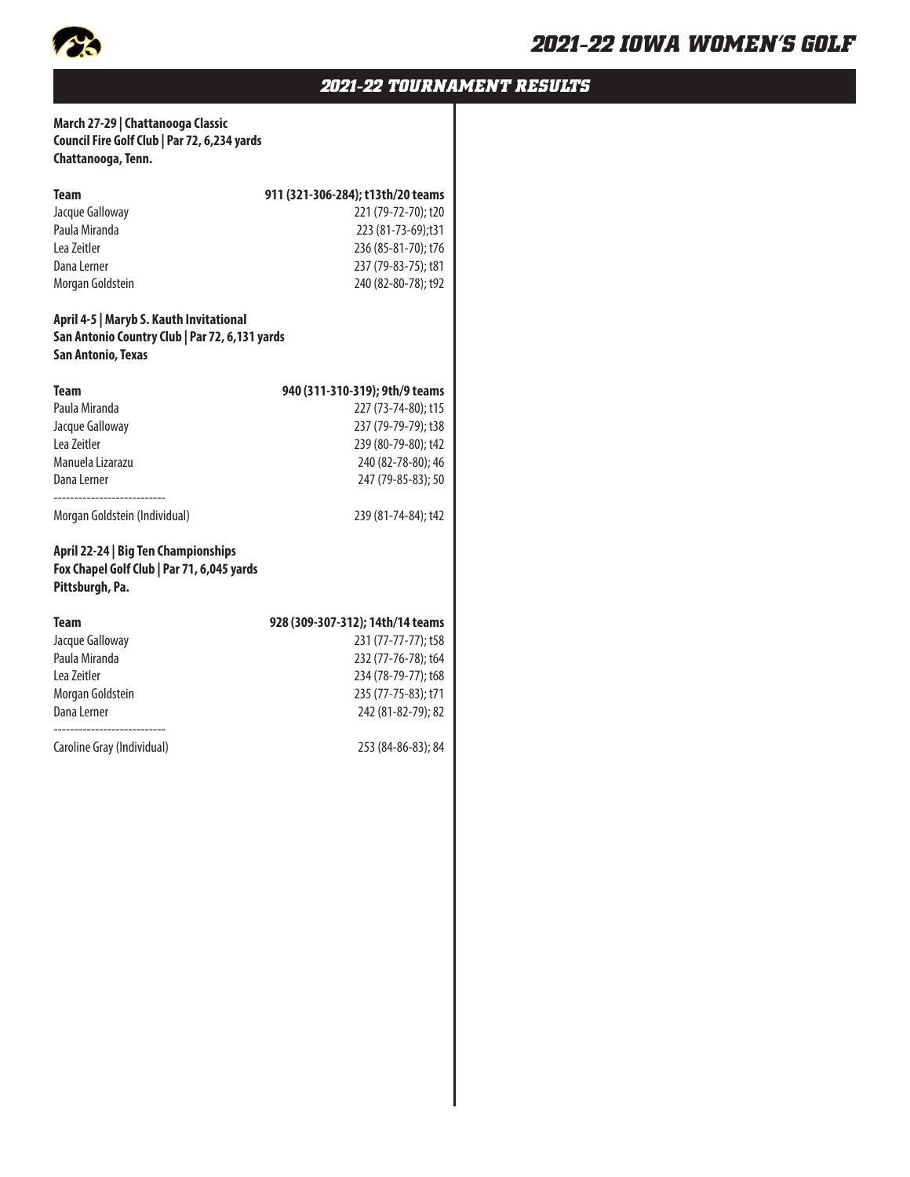## 2021-22 TOURNAMENT RESULTS

**March 27-29 | Chattanooga Classic**
**Council Fire Golf Club | Par 72, 6,234 yards**
**Chattanooga, Tenn.**

| **Team** | **911 (321-306-284); t13th/20 teams** |
|---|---|
| Jacque Galloway | 221 (79-72-70); t20 |
| Paula Miranda | 223 (81-73-69);t31 |
| Lea Zeitler | 236 (85-81-70); t76 |
| Dana Lerner | 237 (79-83-75); t81 |
| Morgan Goldstein | 240 (82-80-78); t92 |

**April 4-5 | Maryb S. Kauth Invitational**
**San Antonio Country Club | Par 72, 6,131 yards**
**San Antonio, Texas**

| **Team** | **940 (311-310-319); 9th/9 teams** |
|---|---|
| Paula Miranda | 227 (73-74-80); t15 |
| Jacque Galloway | 237 (79-79-79); t38 |
| Lea Zeitler | 239 (80-79-80); t42 |
| Manuela Lizarazu | 240 (82-78-80); 46 |
| Dana Lerner | 247 (79-85-83); 50 |
| --------------------------- | |
| Morgan Goldstein (Individual) | 239 (81-74-84); t42 |

**April 22-24 | Big Ten Championships**
**Fox Chapel Golf Club | Par 71, 6,045 yards**
**Pittsburgh, Pa.**

| **Team** | **928 (309-307-312); 14th/14 teams** |
|---|---|
| Jacque Galloway | 231 (77-77-77); t58 |
| Paula Miranda | 232 (77-76-78); t64 |
| Lea Zeitler | 234 (78-79-77); t68 |
| Morgan Goldstein | 235 (77-75-83); t71 |
| Dana Lerner | 242 (81-82-79); 82 |
| --------------------------- | |
| Caroline Gray (Individual) | 253 (84-86-83); 84 |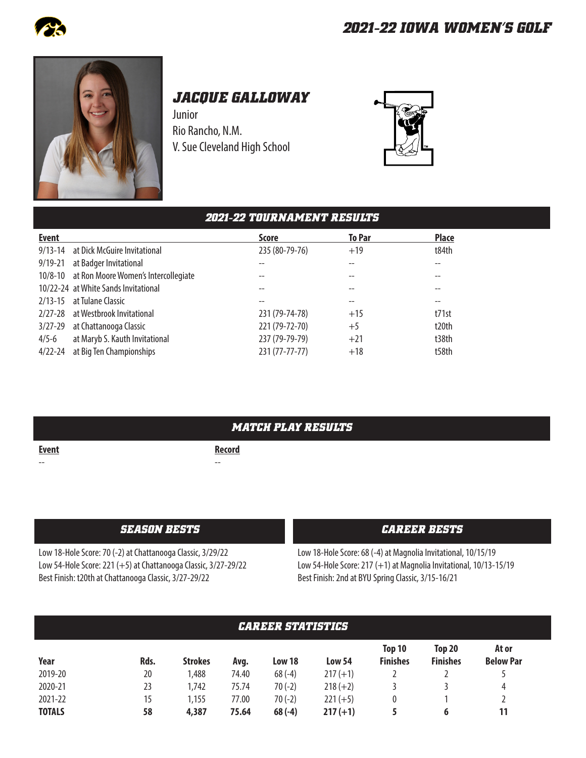# JACQUE GALLOWAY

Junior
Rio Rancho, N.M.
V. Sue Cleveland High School

## 2021-22 TOURNAMENT RESULTS

| Event | | Score | To Par | Place |
|---|---|---|---|---|
| 9/13-14 | at Dick McGuire Invitational | 235 (80-79-76) | +19 | t84th |
| 9/19-21 | at Badger Invitational | -- | -- | -- |
| 10/8-10 | at Ron Moore Women's Intercollegiate | -- | -- | -- |
| 10/22-24 | at White Sands Invitational | -- | -- | -- |
| 2/13-15 | at Tulane Classic | -- | -- | -- |
| 2/27-28 | at Westbrook Invitational | 231 (79-74-78) | +15 | t71st |
| 3/27-29 | at Chattanooga Classic | 221 (79-72-70) | +5 | t20th |
| 4/5-6 | at Maryb S. Kauth Invitational | 237 (79-79-79) | +21 | t38th |
| 4/22-24 | at Big Ten Championships | 231 (77-77-77) | +18 | t58th |

## MATCH PLAY RESULTS

| Event | Record |
|---|---|
| -- | -- |

## SEASON BESTS

Low 18-Hole Score: 70 (-2) at Chattanooga Classic, 3/29/22
Low 54-Hole Score: 221 (+5) at Chattanooga Classic, 3/27-29/22
Best Finish: t20th at Chattanooga Classic, 3/27-29/22

## CAREER BESTS

Low 18-Hole Score: 68 (-4) at Magnolia Invitational, 10/15/19
Low 54-Hole Score: 217 (+1) at Magnolia Invitational, 10/13-15/19
Best Finish: 2nd at BYU Spring Classic, 3/15-16/21

## CAREER STATISTICS

| Year | Rds. | Strokes | Avg. | Low 18 | Low 54 | Top 10 Finishes | Top 20 Finishes | At or Below Par |
|---|---|---|---|---|---|---|---|---|
| 2019-20 | 20 | 1,488 | 74.40 | 68 (-4) | 217 (+1) | 2 | 2 | 5 |
| 2020-21 | 23 | 1,742 | 75.74 | 70 (-2) | 218 (+2) | 3 | 3 | 4 |
| 2021-22 | 15 | 1,155 | 77.00 | 70 (-2) | 221 (+5) | 0 | 1 | 2 |
| **TOTALS** | **58** | **4,387** | **75.64** | **68 (-4)** | **217 (+1)** | **5** | **6** | **11** |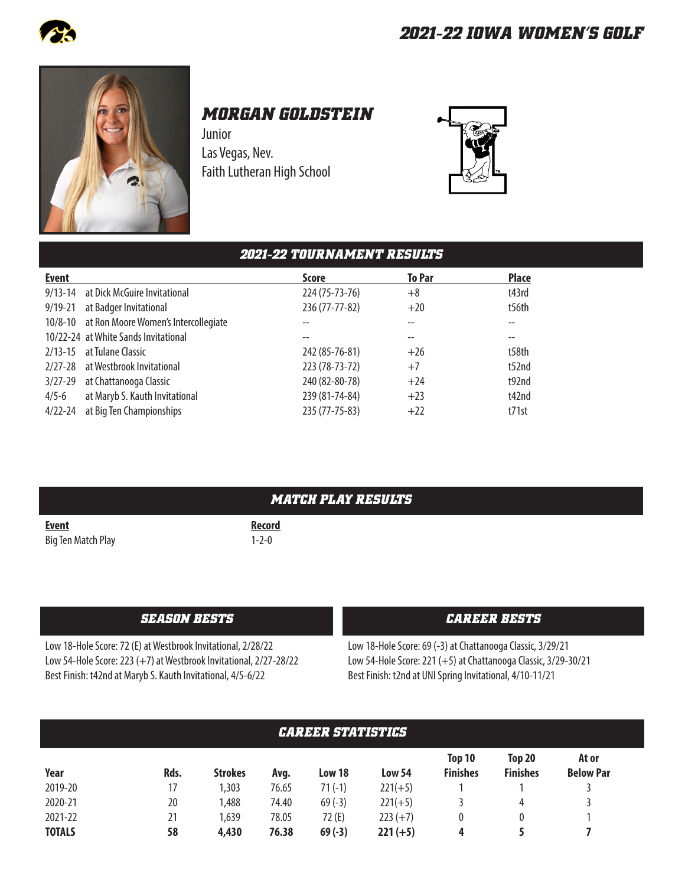# 2021-22 IOWA WOMEN'S GOLF

## MORGAN GOLDSTEIN

Junior
Las Vegas, Nev.
Faith Lutheran High School

## 2021-22 TOURNAMENT RESULTS

| Event | | Score | To Par | Place |
|---|---|---|---|---|
| 9/13-14 | at Dick McGuire Invitational | 224 (75-73-76) | +8 | t43rd |
| 9/19-21 | at Badger Invitational | 236 (77-77-82) | +20 | t56th |
| 10/8-10 | at Ron Moore Women's Intercollegiate | -- | -- | -- |
| 10/22-24 | at White Sands Invitational | -- | -- | -- |
| 2/13-15 | at Tulane Classic | 242 (85-76-81) | +26 | t58th |
| 2/27-28 | at Westbrook Invitational | 223 (78-73-72) | +7 | t52nd |
| 3/27-29 | at Chattanooga Classic | 240 (82-80-78) | +24 | t92nd |
| 4/5-6 | at Maryb S. Kauth Invitational | 239 (81-74-84) | +23 | t42nd |
| 4/22-24 | at Big Ten Championships | 235 (77-75-83) | +22 | t71st |

## MATCH PLAY RESULTS

| Event | Record |
|---|---|
| Big Ten Match Play | 1-2-0 |

## SEASON BESTS

Low 18-Hole Score: 72 (E) at Westbrook Invitational, 2/28/22
Low 54-Hole Score: 223 (+7) at Westbrook Invitational, 2/27-28/22
Best Finish: t42nd at Maryb S. Kauth Invitational, 4/5-6/22

## CAREER BESTS

Low 18-Hole Score: 69 (-3) at Chattanooga Classic, 3/29/21
Low 54-Hole Score: 221 (+5) at Chattanooga Classic, 3/29-30/21
Best Finish: t2nd at UNI Spring Invitational, 4/10-11/21

## CAREER STATISTICS

| Year | Rds. | Strokes | Avg. | Low 18 | Low 54 | Top 10 Finishes | Top 20 Finishes | At or Below Par |
|---|---|---|---|---|---|---|---|---|
| 2019-20 | 17 | 1,303 | 76.65 | 71 (-1) | 221(+5) | 1 | 1 | 3 |
| 2020-21 | 20 | 1,488 | 74.40 | 69 (-3) | 221(+5) | 3 | 4 | 3 |
| 2021-22 | 21 | 1,639 | 78.05 | 72 (E) | 223 (+7) | 0 | 0 | 1 |
| **TOTALS** | **58** | **4,430** | **76.38** | **69 (-3)** | **221 (+5)** | **4** | **5** | **7** |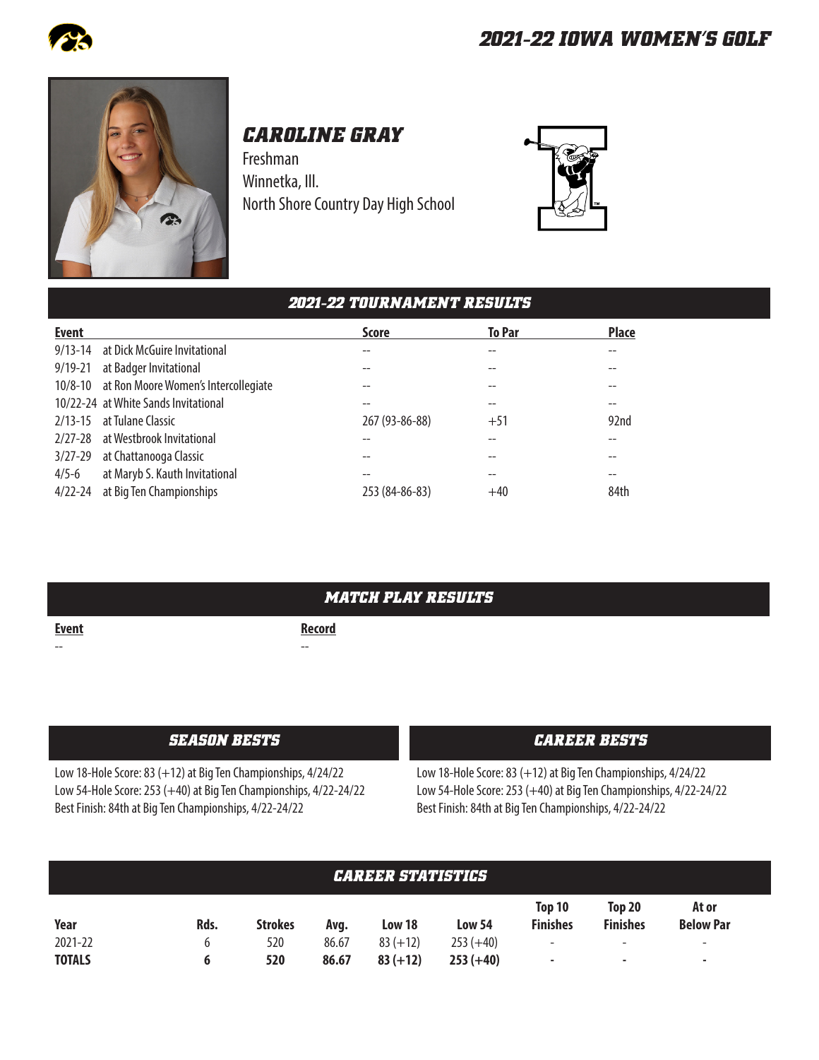# CAROLINE GRAY

Freshman
Winnetka, Ill.
North Shore Country Day High School

## 2021-22 TOURNAMENT RESULTS

| Event | | Score | To Par | Place |
|---|---|---|---|---|
| 9/13-14 | at Dick McGuire Invitational | -- | -- | -- |
| 9/19-21 | at Badger Invitational | -- | -- | -- |
| 10/8-10 | at Ron Moore Women's Intercollegiate | -- | -- | -- |
| 10/22-24 | at White Sands Invitational | -- | -- | -- |
| 2/13-15 | at Tulane Classic | 267 (93-86-88) | +51 | 92nd |
| 2/27-28 | at Westbrook Invitational | -- | -- | -- |
| 3/27-29 | at Chattanooga Classic | -- | -- | -- |
| 4/5-6 | at Maryb S. Kauth Invitational | -- | -- | -- |
| 4/22-24 | at Big Ten Championships | 253 (84-86-83) | +40 | 84th |

## MATCH PLAY RESULTS

| Event | Record |
|---|---|
| -- | -- |

## SEASON BESTS

Low 18-Hole Score: 83 (+12) at Big Ten Championships, 4/24/22
Low 54-Hole Score: 253 (+40) at Big Ten Championships, 4/22-24/22
Best Finish: 84th at Big Ten Championships, 4/22-24/22

## CAREER BESTS

Low 18-Hole Score: 83 (+12) at Big Ten Championships, 4/24/22
Low 54-Hole Score: 253 (+40) at Big Ten Championships, 4/22-24/22
Best Finish: 84th at Big Ten Championships, 4/22-24/22

## CAREER STATISTICS

| Year | Rds. | Strokes | Avg. | Low 18 | Low 54 | Top 10 Finishes | Top 20 Finishes | At or Below Par |
|---|---|---|---|---|---|---|---|---|
| 2021-22 | 6 | 520 | 86.67 | 83 (+12) | 253 (+40) | - | - | - |
| **TOTALS** | **6** | **520** | **86.67** | **83 (+12)** | **253 (+40)** | **-** | **-** | **-** |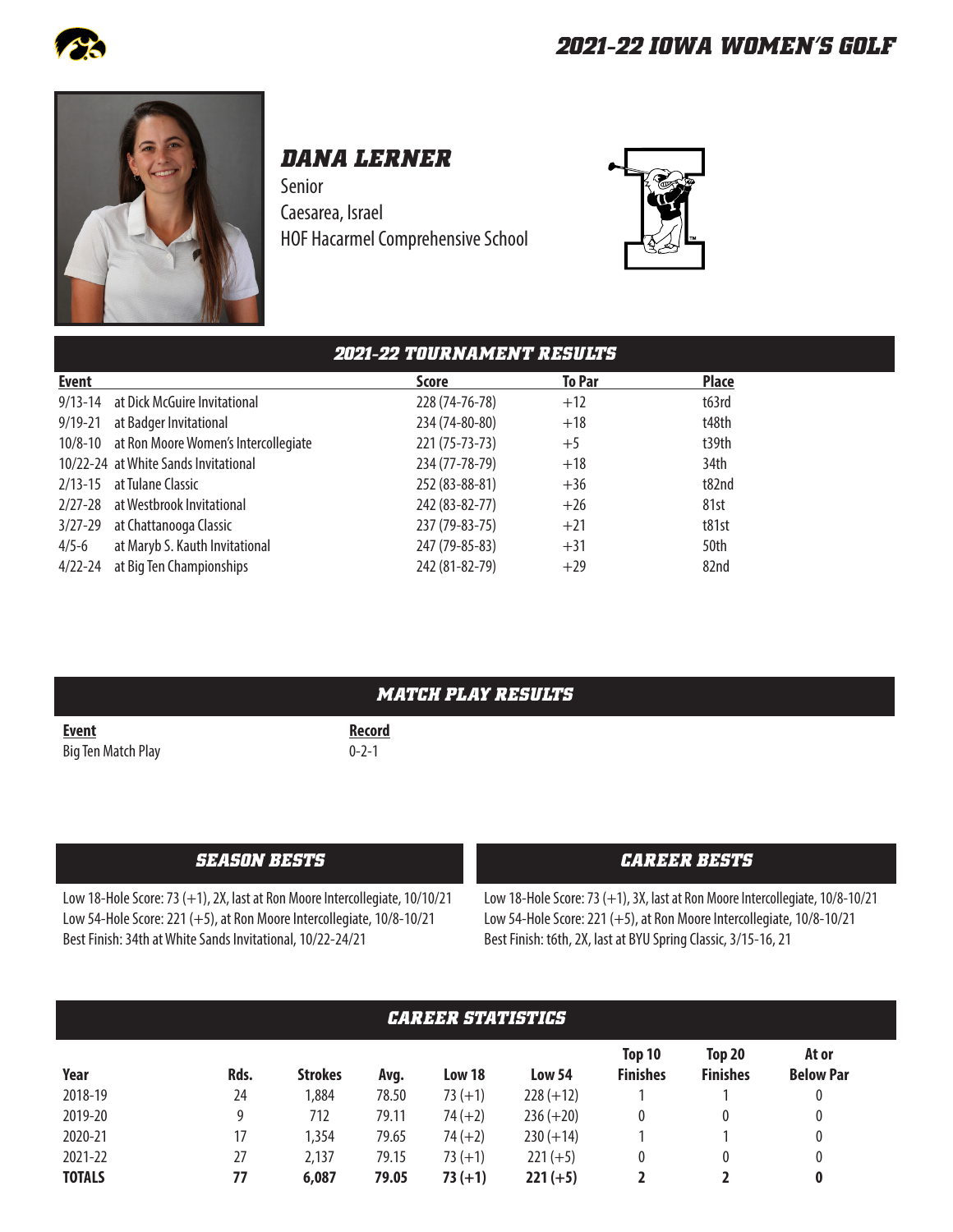# 2021-22 IOWA WOMEN'S GOLF

## DANA LERNER

Senior
Caesarea, Israel
HOF Hacarmel Comprehensive School

## 2021-22 TOURNAMENT RESULTS

| Event | | Score | To Par | Place |
|---|---|---|---|---|
| 9/13-14 | at Dick McGuire Invitational | 228 (74-76-78) | +12 | t63rd |
| 9/19-21 | at Badger Invitational | 234 (74-80-80) | +18 | t48th |
| 10/8-10 | at Ron Moore Women's Intercollegiate | 221 (75-73-73) | +5 | t39th |
| 10/22-24 | at White Sands Invitational | 234 (77-78-79) | +18 | 34th |
| 2/13-15 | at Tulane Classic | 252 (83-88-81) | +36 | t82nd |
| 2/27-28 | at Westbrook Invitational | 242 (83-82-77) | +26 | 81st |
| 3/27-29 | at Chattanooga Classic | 237 (79-83-75) | +21 | t81st |
| 4/5-6 | at Maryb S. Kauth Invitational | 247 (79-85-83) | +31 | 50th |
| 4/22-24 | at Big Ten Championships | 242 (81-82-79) | +29 | 82nd |

## MATCH PLAY RESULTS

| Event | Record |
|---|---|
| Big Ten Match Play | 0-2-1 |

## SEASON BESTS

Low 18-Hole Score: 73 (+1), 2X, last at Ron Moore Intercollegiate, 10/10/21
Low 54-Hole Score: 221 (+5), at Ron Moore Intercollegiate, 10/8-10/21
Best Finish: 34th at White Sands Invitational, 10/22-24/21

## CAREER BESTS

Low 18-Hole Score: 73 (+1), 3X, last at Ron Moore Intercollegiate, 10/8-10/21
Low 54-Hole Score: 221 (+5), at Ron Moore Intercollegiate, 10/8-10/21
Best Finish: t6th, 2X, last at BYU Spring Classic, 3/15-16, 21

## CAREER STATISTICS

| Year | Rds. | Strokes | Avg. | Low 18 | Low 54 | Top 10 Finishes | Top 20 Finishes | At or Below Par |
|---|---|---|---|---|---|---|---|---|
| 2018-19 | 24 | 1,884 | 78.50 | 73 (+1) | 228 (+12) | 1 | 1 | 0 |
| 2019-20 | 9 | 712 | 79.11 | 74 (+2) | 236 (+20) | 0 | 0 | 0 |
| 2020-21 | 17 | 1,354 | 79.65 | 74 (+2) | 230 (+14) | 1 | 1 | 0 |
| 2021-22 | 27 | 2,137 | 79.15 | 73 (+1) | 221 (+5) | 0 | 0 | 0 |
| **TOTALS** | **77** | **6,087** | **79.05** | **73 (+1)** | **221 (+5)** | **2** | **2** | **0** |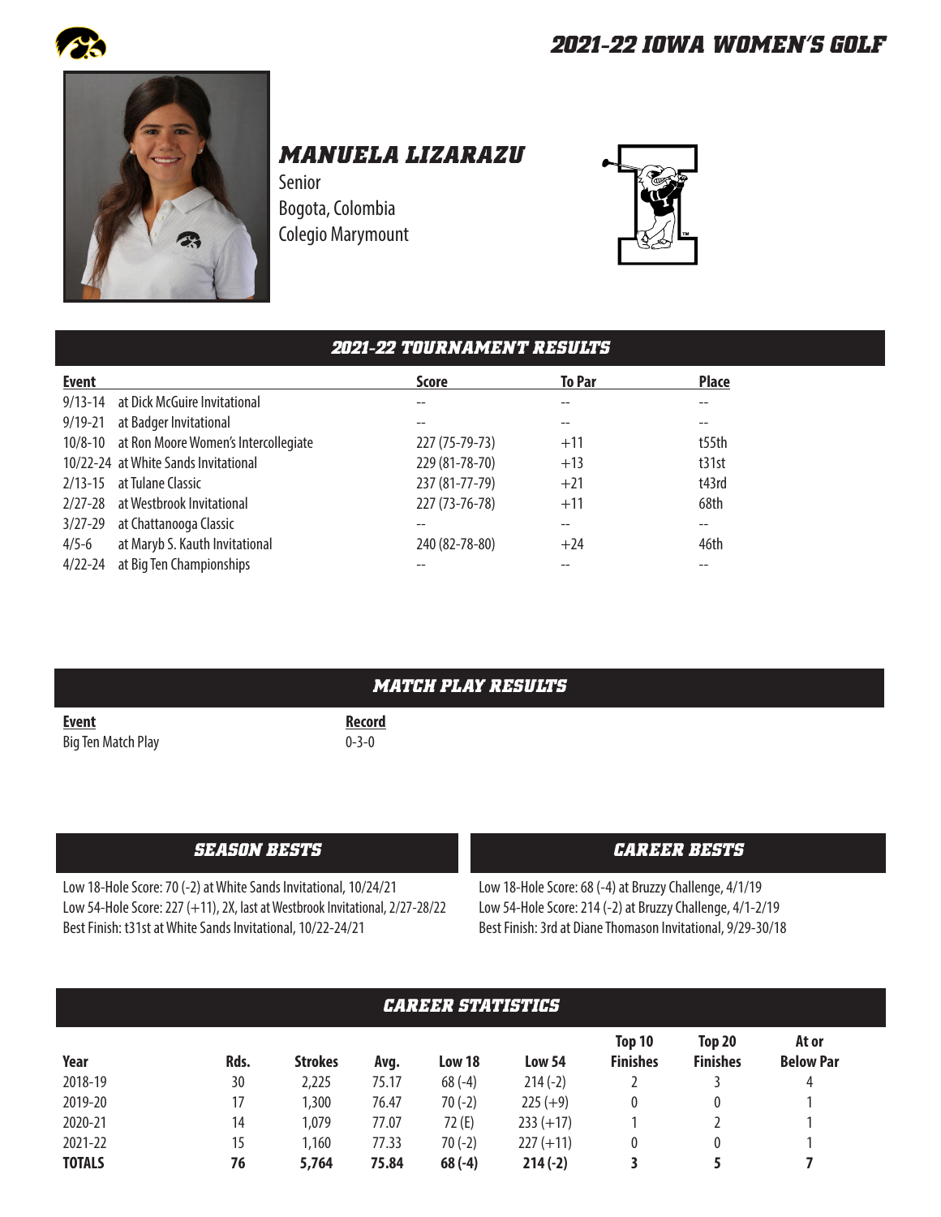# 2021-22 IOWA WOMEN'S GOLF

## MANUELA LIZARAZU

Senior
Bogota, Colombia
Colegio Marymount

## 2021-22 TOURNAMENT RESULTS

| Event | | Score | To Par | Place |
|---|---|---|---|---|
| 9/13-14 | at Dick McGuire Invitational | -- | -- | -- |
| 9/19-21 | at Badger Invitational | -- | -- | -- |
| 10/8-10 | at Ron Moore Women's Intercollegiate | 227 (75-79-73) | +11 | t55th |
| 10/22-24 | at White Sands Invitational | 229 (81-78-70) | +13 | t31st |
| 2/13-15 | at Tulane Classic | 237 (81-77-79) | +21 | t43rd |
| 2/27-28 | at Westbrook Invitational | 227 (73-76-78) | +11 | 68th |
| 3/27-29 | at Chattanooga Classic | -- | -- | -- |
| 4/5-6 | at Maryb S. Kauth Invitational | 240 (82-78-80) | +24 | 46th |
| 4/22-24 | at Big Ten Championships | -- | -- | -- |

## MATCH PLAY RESULTS

| Event | Record |
|---|---|
| Big Ten Match Play | 0-3-0 |

## SEASON BESTS

Low 18-Hole Score: 70 (-2) at White Sands Invitational, 10/24/21
Low 54-Hole Score: 227 (+11), 2X, last at Westbrook Invitational, 2/27-28/22
Best Finish: t31st at White Sands Invitational, 10/22-24/21

## CAREER BESTS

Low 18-Hole Score: 68 (-4) at Bruzzy Challenge, 4/1/19
Low 54-Hole Score: 214 (-2) at Bruzzy Challenge, 4/1-2/19
Best Finish: 3rd at Diane Thomason Invitational, 9/29-30/18

## CAREER STATISTICS

| Year | Rds. | Strokes | Avg. | Low 18 | Low 54 | Top 10 Finishes | Top 20 Finishes | At or Below Par |
|---|---|---|---|---|---|---|---|---|
| 2018-19 | 30 | 2,225 | 75.17 | 68 (-4) | 214 (-2) | 2 | 3 | 4 |
| 2019-20 | 17 | 1,300 | 76.47 | 70 (-2) | 225 (+9) | 0 | 0 | 1 |
| 2020-21 | 14 | 1,079 | 77.07 | 72 (E) | 233 (+17) | 1 | 2 | 1 |
| 2021-22 | 15 | 1,160 | 77.33 | 70 (-2) | 227 (+11) | 0 | 0 | 1 |
| **TOTALS** | **76** | **5,764** | **75.84** | **68 (-4)** | **214 (-2)** | **3** | **5** | **7** |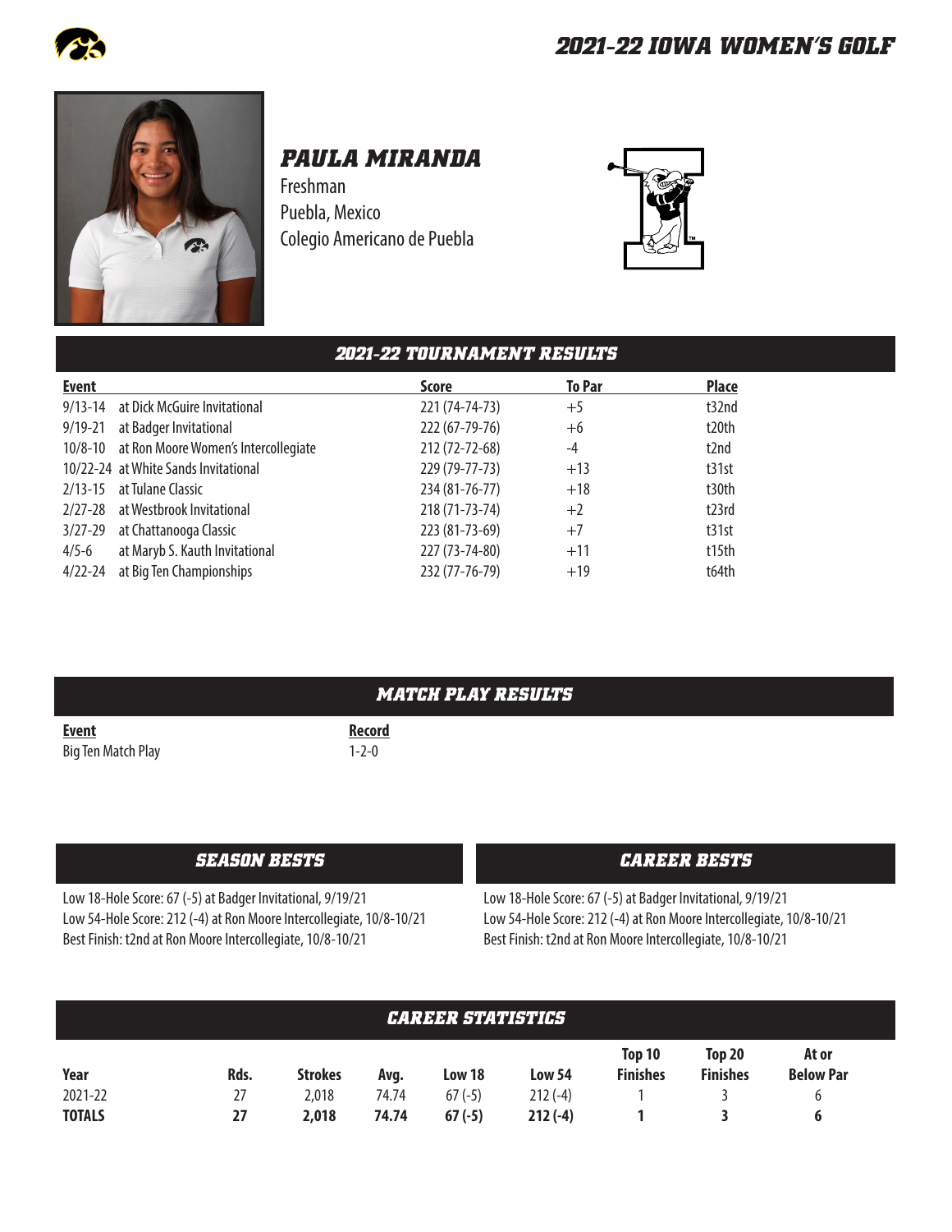# PAULA MIRANDA

Freshman
Puebla, Mexico
Colegio Americano de Puebla

## 2021-22 TOURNAMENT RESULTS

| Event | | Score | To Par | Place |
|---|---|---|---|---|
| 9/13-14 | at Dick McGuire Invitational | 221 (74-74-73) | +5 | t32nd |
| 9/19-21 | at Badger Invitational | 222 (67-79-76) | +6 | t20th |
| 10/8-10 | at Ron Moore Women's Intercollegiate | 212 (72-72-68) | -4 | t2nd |
| 10/22-24 | at White Sands Invitational | 229 (79-77-73) | +13 | t31st |
| 2/13-15 | at Tulane Classic | 234 (81-76-77) | +18 | t30th |
| 2/27-28 | at Westbrook Invitational | 218 (71-73-74) | +2 | t23rd |
| 3/27-29 | at Chattanooga Classic | 223 (81-73-69) | +7 | t31st |
| 4/5-6 | at Maryb S. Kauth Invitational | 227 (73-74-80) | +11 | t15th |
| 4/22-24 | at Big Ten Championships | 232 (77-76-79) | +19 | t64th |

## MATCH PLAY RESULTS

| Event | Record |
|---|---|
| Big Ten Match Play | 1-2-0 |

## SEASON BESTS

Low 18-Hole Score: 67 (-5) at Badger Invitational, 9/19/21
Low 54-Hole Score: 212 (-4) at Ron Moore Intercollegiate, 10/8-10/21
Best Finish: t2nd at Ron Moore Intercollegiate, 10/8-10/21

## CAREER BESTS

Low 18-Hole Score: 67 (-5) at Badger Invitational, 9/19/21
Low 54-Hole Score: 212 (-4) at Ron Moore Intercollegiate, 10/8-10/21
Best Finish: t2nd at Ron Moore Intercollegiate, 10/8-10/21

## CAREER STATISTICS

| Year | Rds. | Strokes | Avg. | Low 18 | Low 54 | Top 10 Finishes | Top 20 Finishes | At or Below Par |
|---|---|---|---|---|---|---|---|---|
| 2021-22 | 27 | 2,018 | 74.74 | 67 (-5) | 212 (-4) | 1 | 3 | 6 |
| **TOTALS** | **27** | **2,018** | **74.74** | **67 (-5)** | **212 (-4)** | **1** | **3** | **6** |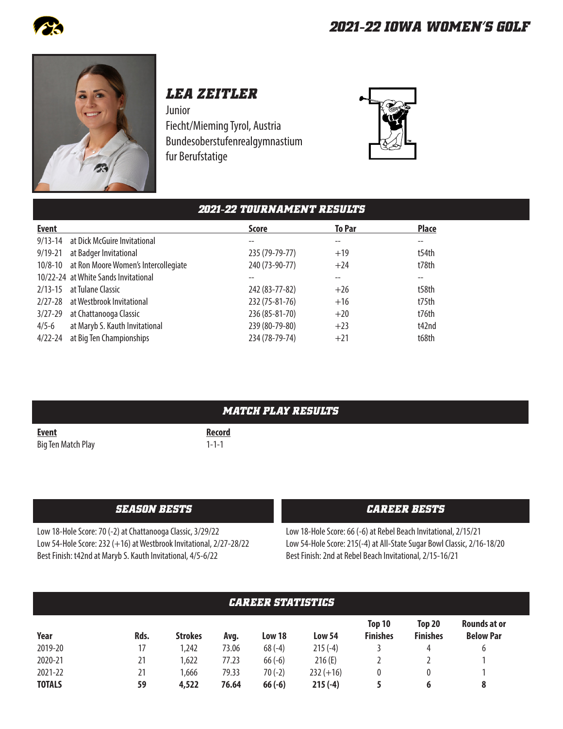## LEA ZEITLER

Junior
Fiecht/Mieming Tyrol, Austria
Bundesoberstufenrealgymnastium fur Berufstatige

### 2021-22 TOURNAMENT RESULTS

| Event | | Score | To Par | Place |
|---|---|---|---|---|
| 9/13-14 | at Dick McGuire Invitational | -- | -- | -- |
| 9/19-21 | at Badger Invitational | 235 (79-79-77) | +19 | t54th |
| 10/8-10 | at Ron Moore Women's Intercollegiate | 240 (73-90-77) | +24 | t78th |
| 10/22-24 | at White Sands Invitational | -- | -- | -- |
| 2/13-15 | at Tulane Classic | 242 (83-77-82) | +26 | t58th |
| 2/27-28 | at Westbrook Invitational | 232 (75-81-76) | +16 | t75th |
| 3/27-29 | at Chattanooga Classic | 236 (85-81-70) | +20 | t76th |
| 4/5-6 | at Maryb S. Kauth Invitational | 239 (80-79-80) | +23 | t42nd |
| 4/22-24 | at Big Ten Championships | 234 (78-79-74) | +21 | t68th |

### MATCH PLAY RESULTS

| Event | Record |
|---|---|
| Big Ten Match Play | 1-1-1 |

### SEASON BESTS

Low 18-Hole Score: 70 (-2) at Chattanooga Classic, 3/29/22
Low 54-Hole Score: 232 (+16) at Westbrook Invitational, 2/27-28/22
Best Finish: t42nd at Maryb S. Kauth Invitational, 4/5-6/22

### CAREER BESTS

Low 18-Hole Score: 66 (-6) at Rebel Beach Invitational, 2/15/21
Low 54-Hole Score: 215(-4) at All-State Sugar Bowl Classic, 2/16-18/20
Best Finish: 2nd at Rebel Beach Invitational, 2/15-16/21

### CAREER STATISTICS

| Year | Rds. | Strokes | Avg. | Low 18 | Low 54 | Top 10 Finishes | Top 20 Finishes | Rounds at or Below Par |
|---|---|---|---|---|---|---|---|---|
| 2019-20 | 17 | 1,242 | 73.06 | 68 (-4) | 215 (-4) | 3 | 4 | 6 |
| 2020-21 | 21 | 1,622 | 77.23 | 66 (-6) | 216 (E) | 2 | 2 | 1 |
| 2021-22 | 21 | 1,666 | 79.33 | 70 (-2) | 232 (+16) | 0 | 0 | 1 |
| **TOTALS** | **59** | **4,522** | **76.64** | **66 (-6)** | **215 (-4)** | **5** | **6** | **8** |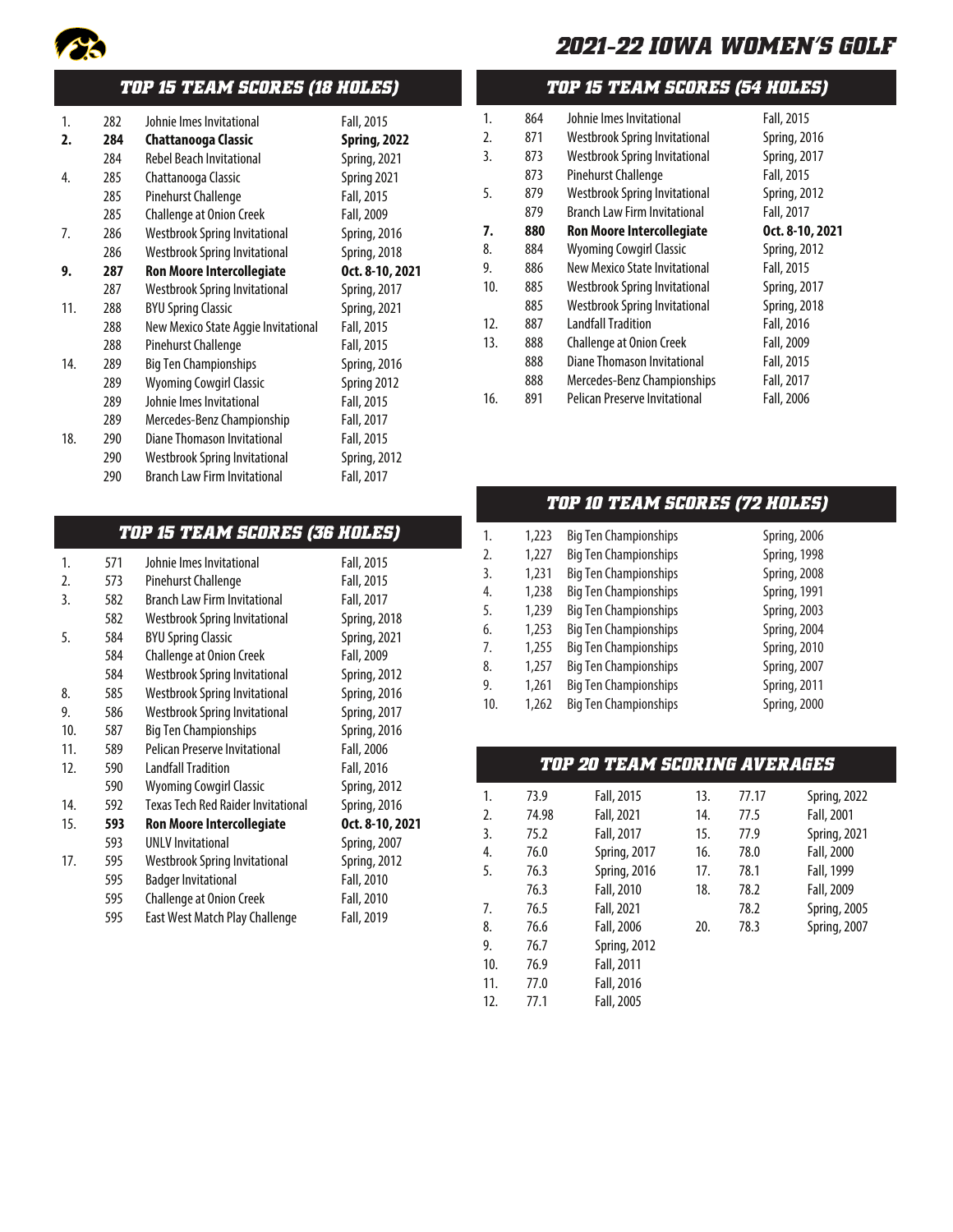# 2021-22 IOWA WOMEN'S GOLF

## TOP 15 TEAM SCORES (18 HOLES)

| Rank | Score | Tournament | Date |
|---|---|---|---|
| 1. | 282 | Johnie Imes Invitational | Fall, 2015 |
| **2.** | **284** | **Chattanooga Classic** | **Spring, 2022** |
| | 284 | Rebel Beach Invitational | Spring, 2021 |
| 4. | 285 | Chattanooga Classic | Spring 2021 |
| | 285 | Pinehurst Challenge | Fall, 2015 |
| | 285 | Challenge at Onion Creek | Fall, 2009 |
| 7. | 286 | Westbrook Spring Invitational | Spring, 2016 |
| | 286 | Westbrook Spring Invitational | Spring, 2018 |
| **9.** | **287** | **Ron Moore Intercollegiate** | **Oct. 8-10, 2021** |
| | 287 | Westbrook Spring Invitational | Spring, 2017 |
| 11. | 288 | BYU Spring Classic | Spring, 2021 |
| | 288 | New Mexico State Aggie Invitational | Fall, 2015 |
| | 288 | Pinehurst Challenge | Fall, 2015 |
| 14. | 289 | Big Ten Championships | Spring, 2016 |
| | 289 | Wyoming Cowgirl Classic | Spring 2012 |
| | 289 | Johnie Imes Invitational | Fall, 2015 |
| | 289 | Mercedes-Benz Championship | Fall, 2017 |
| 18. | 290 | Diane Thomason Invitational | Fall, 2015 |
| | 290 | Westbrook Spring Invitational | Spring, 2012 |
| | 290 | Branch Law Firm Invitational | Fall, 2017 |

## TOP 15 TEAM SCORES (36 HOLES)

| Rank | Score | Tournament | Date |
|---|---|---|---|
| 1. | 571 | Johnie Imes Invitational | Fall, 2015 |
| 2. | 573 | Pinehurst Challenge | Fall, 2015 |
| 3. | 582 | Branch Law Firm Invitational | Fall, 2017 |
| | 582 | Westbrook Spring Invitational | Spring, 2018 |
| 5. | 584 | BYU Spring Classic | Spring, 2021 |
| | 584 | Challenge at Onion Creek | Fall, 2009 |
| | 584 | Westbrook Spring Invitational | Spring, 2012 |
| 8. | 585 | Westbrook Spring Invitational | Spring, 2016 |
| 9. | 586 | Westbrook Spring Invitational | Spring, 2017 |
| 10. | 587 | Big Ten Championships | Spring, 2016 |
| 11. | 589 | Pelican Preserve Invitational | Fall, 2006 |
| 12. | 590 | Landfall Tradition | Fall, 2016 |
| | 590 | Wyoming Cowgirl Classic | Spring, 2012 |
| 14. | 592 | Texas Tech Red Raider Invitational | Spring, 2016 |
| **15.** | **593** | **Ron Moore Intercollegiate** | **Oct. 8-10, 2021** |
| | 593 | UNLV Invitational | Spring, 2007 |
| 17. | 595 | Westbrook Spring Invitational | Spring, 2012 |
| | 595 | Badger Invitational | Fall, 2010 |
| | 595 | Challenge at Onion Creek | Fall, 2010 |
| | 595 | East West Match Play Challenge | Fall, 2019 |

## TOP 15 TEAM SCORES (54 HOLES)

| Rank | Score | Tournament | Date |
|---|---|---|---|
| 1. | 864 | Johnie Imes Invitational | Fall, 2015 |
| 2. | 871 | Westbrook Spring Invitational | Spring, 2016 |
| 3. | 873 | Westbrook Spring Invitational | Spring, 2017 |
| | 873 | Pinehurst Challenge | Fall, 2015 |
| 5. | 879 | Westbrook Spring Invitational | Spring, 2012 |
| | 879 | Branch Law Firm Invitational | Fall, 2017 |
| **7.** | **880** | **Ron Moore Intercollegiate** | **Oct. 8-10, 2021** |
| 8. | 884 | Wyoming Cowgirl Classic | Spring, 2012 |
| 9. | 886 | New Mexico State Invitational | Fall, 2015 |
| 10. | 885 | Westbrook Spring Invitational | Spring, 2017 |
| | 885 | Westbrook Spring Invitational | Spring, 2018 |
| 12. | 887 | Landfall Tradition | Fall, 2016 |
| 13. | 888 | Challenge at Onion Creek | Fall, 2009 |
| | 888 | Diane Thomason Invitational | Fall, 2015 |
| | 888 | Mercedes-Benz Championships | Fall, 2017 |
| 16. | 891 | Pelican Preserve Invitational | Fall, 2006 |

## TOP 10 TEAM SCORES (72 HOLES)

| Rank | Score | Tournament | Date |
|---|---|---|---|
| 1. | 1,223 | Big Ten Championships | Spring, 2006 |
| 2. | 1,227 | Big Ten Championships | Spring, 1998 |
| 3. | 1,231 | Big Ten Championships | Spring, 2008 |
| 4. | 1,238 | Big Ten Championships | Spring, 1991 |
| 5. | 1,239 | Big Ten Championships | Spring, 2003 |
| 6. | 1,253 | Big Ten Championships | Spring, 2004 |
| 7. | 1,255 | Big Ten Championships | Spring, 2010 |
| 8. | 1,257 | Big Ten Championships | Spring, 2007 |
| 9. | 1,261 | Big Ten Championships | Spring, 2011 |
| 10. | 1,262 | Big Ten Championships | Spring, 2000 |

## TOP 20 TEAM SCORING AVERAGES

| Rank | Average | Season |
|---|---|---|
| 1. | 73.9 | Fall, 2015 |
| 2. | 74.98 | Fall, 2021 |
| 3. | 75.2 | Fall, 2017 |
| 4. | 76.0 | Spring, 2017 |
| 5. | 76.3 | Spring, 2016 |
| | 76.3 | Fall, 2010 |
| 7. | 76.5 | Fall, 2021 |
| 8. | 76.6 | Fall, 2006 |
| 9. | 76.7 | Spring, 2012 |
| 10. | 76.9 | Fall, 2011 |
| 11. | 77.0 | Fall, 2016 |
| 12. | 77.1 | Fall, 2005 |
| 13. | 77.17 | Spring, 2022 |
| 14. | 77.5 | Fall, 2001 |
| 15. | 77.9 | Spring, 2021 |
| 16. | 78.0 | Fall, 2000 |
| 17. | 78.1 | Fall, 1999 |
| 18. | 78.2 | Fall, 2009 |
| | 78.2 | Spring, 2005 |
| 20. | 78.3 | Spring, 2007 |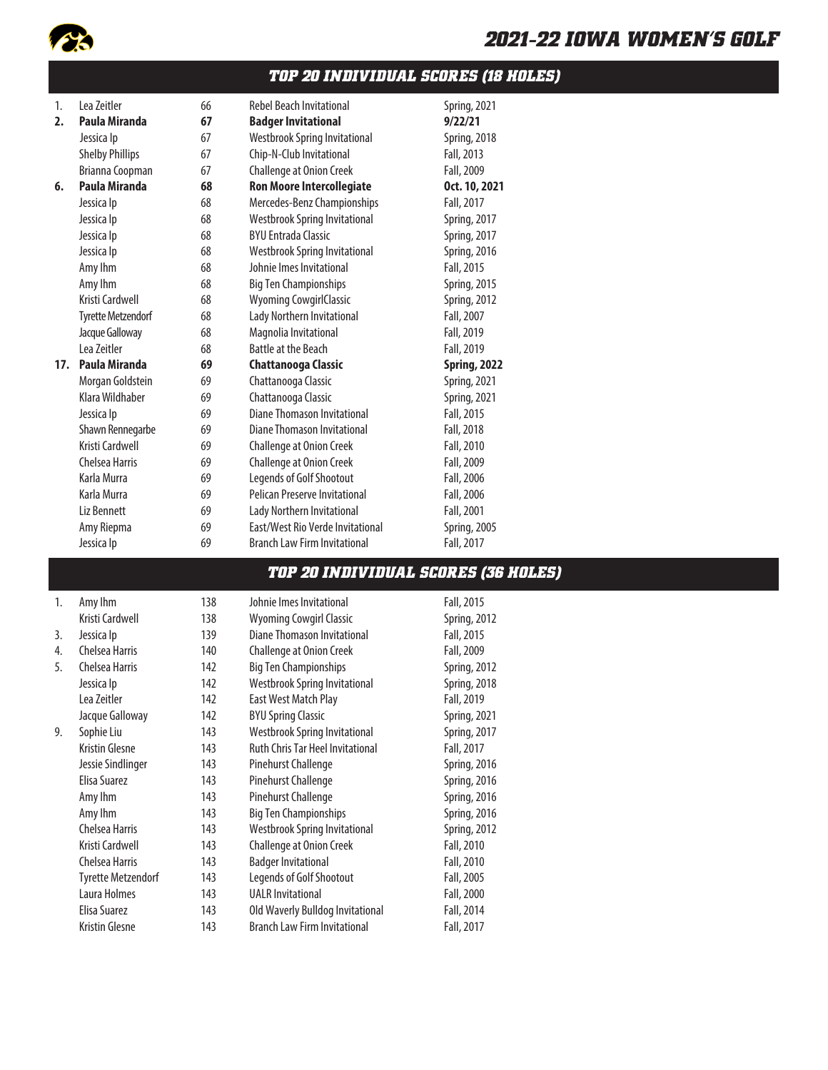## 2021-22 IOWA WOMEN'S GOLF

### TOP 20 INDIVIDUAL SCORES (18 HOLES)

| Rank | Name | Score | Event | Date |
|---|---|---|---|---|
| 1. | Lea Zeitler | 66 | Rebel Beach Invitational | Spring, 2021 |
| **2.** | **Paula Miranda** | **67** | **Badger Invitational** | **9/22/21** |
| | Jessica Ip | 67 | Westbrook Spring Invitational | Spring, 2018 |
| | Shelby Phillips | 67 | Chip-N-Club Invitational | Fall, 2013 |
| | Brianna Coopman | 67 | Challenge at Onion Creek | Fall, 2009 |
| **6.** | **Paula Miranda** | **68** | **Ron Moore Intercollegiate** | **Oct. 10, 2021** |
| | Jessica Ip | 68 | Mercedes-Benz Championships | Fall, 2017 |
| | Jessica Ip | 68 | Westbrook Spring Invitational | Spring, 2017 |
| | Jessica Ip | 68 | BYU Entrada Classic | Spring, 2017 |
| | Jessica Ip | 68 | Westbrook Spring Invitational | Spring, 2016 |
| | Amy Ihm | 68 | Johnie Imes Invitational | Fall, 2015 |
| | Amy Ihm | 68 | Big Ten Championships | Spring, 2015 |
| | Kristi Cardwell | 68 | Wyoming CowgirlClassic | Spring, 2012 |
| | Tyrette Metzendorf | 68 | Lady Northern Invitational | Fall, 2007 |
| | Jacque Galloway | 68 | Magnolia Invitational | Fall, 2019 |
| | Lea Zeitler | 68 | Battle at the Beach | Fall, 2019 |
| **17.** | **Paula Miranda** | **69** | **Chattanooga Classic** | **Spring, 2022** |
| | Morgan Goldstein | 69 | Chattanooga Classic | Spring, 2021 |
| | Klara Wildhaber | 69 | Chattanooga Classic | Spring, 2021 |
| | Jessica Ip | 69 | Diane Thomason Invitational | Fall, 2015 |
| | Shawn Rennegarbe | 69 | Diane Thomason Invitational | Fall, 2018 |
| | Kristi Cardwell | 69 | Challenge at Onion Creek | Fall, 2010 |
| | Chelsea Harris | 69 | Challenge at Onion Creek | Fall, 2009 |
| | Karla Murra | 69 | Legends of Golf Shootout | Fall, 2006 |
| | Karla Murra | 69 | Pelican Preserve Invitational | Fall, 2006 |
| | Liz Bennett | 69 | Lady Northern Invitational | Fall, 2001 |
| | Amy Riepma | 69 | East/West Rio Verde Invitational | Spring, 2005 |
| | Jessica Ip | 69 | Branch Law Firm Invitational | Fall, 2017 |

### TOP 20 INDIVIDUAL SCORES (36 HOLES)

| Rank | Name | Score | Event | Date |
|---|---|---|---|---|
| 1. | Amy Ihm | 138 | Johnie Imes Invitational | Fall, 2015 |
| | Kristi Cardwell | 138 | Wyoming Cowgirl Classic | Spring, 2012 |
| 3. | Jessica Ip | 139 | Diane Thomason Invitational | Fall, 2015 |
| 4. | Chelsea Harris | 140 | Challenge at Onion Creek | Fall, 2009 |
| 5. | Chelsea Harris | 142 | Big Ten Championships | Spring, 2012 |
| | Jessica Ip | 142 | Westbrook Spring Invitational | Spring, 2018 |
| | Lea Zeitler | 142 | East West Match Play | Fall, 2019 |
| | Jacque Galloway | 142 | BYU Spring Classic | Spring, 2021 |
| 9. | Sophie Liu | 143 | Westbrook Spring Invitational | Spring, 2017 |
| | Kristin Glesne | 143 | Ruth Chris Tar Heel Invitational | Fall, 2017 |
| | Jessie Sindlinger | 143 | Pinehurst Challenge | Spring, 2016 |
| | Elisa Suarez | 143 | Pinehurst Challenge | Spring, 2016 |
| | Amy Ihm | 143 | Pinehurst Challenge | Spring, 2016 |
| | Amy Ihm | 143 | Big Ten Championships | Spring, 2016 |
| | Chelsea Harris | 143 | Westbrook Spring Invitational | Spring, 2012 |
| | Kristi Cardwell | 143 | Challenge at Onion Creek | Fall, 2010 |
| | Chelsea Harris | 143 | Badger Invitational | Fall, 2010 |
| | Tyrette Metzendorf | 143 | Legends of Golf Shootout | Fall, 2005 |
| | Laura Holmes | 143 | UALR Invitational | Fall, 2000 |
| | Elisa Suarez | 143 | Old Waverly Bulldog Invitational | Fall, 2014 |
| | Kristin Glesne | 143 | Branch Law Firm Invitational | Fall, 2017 |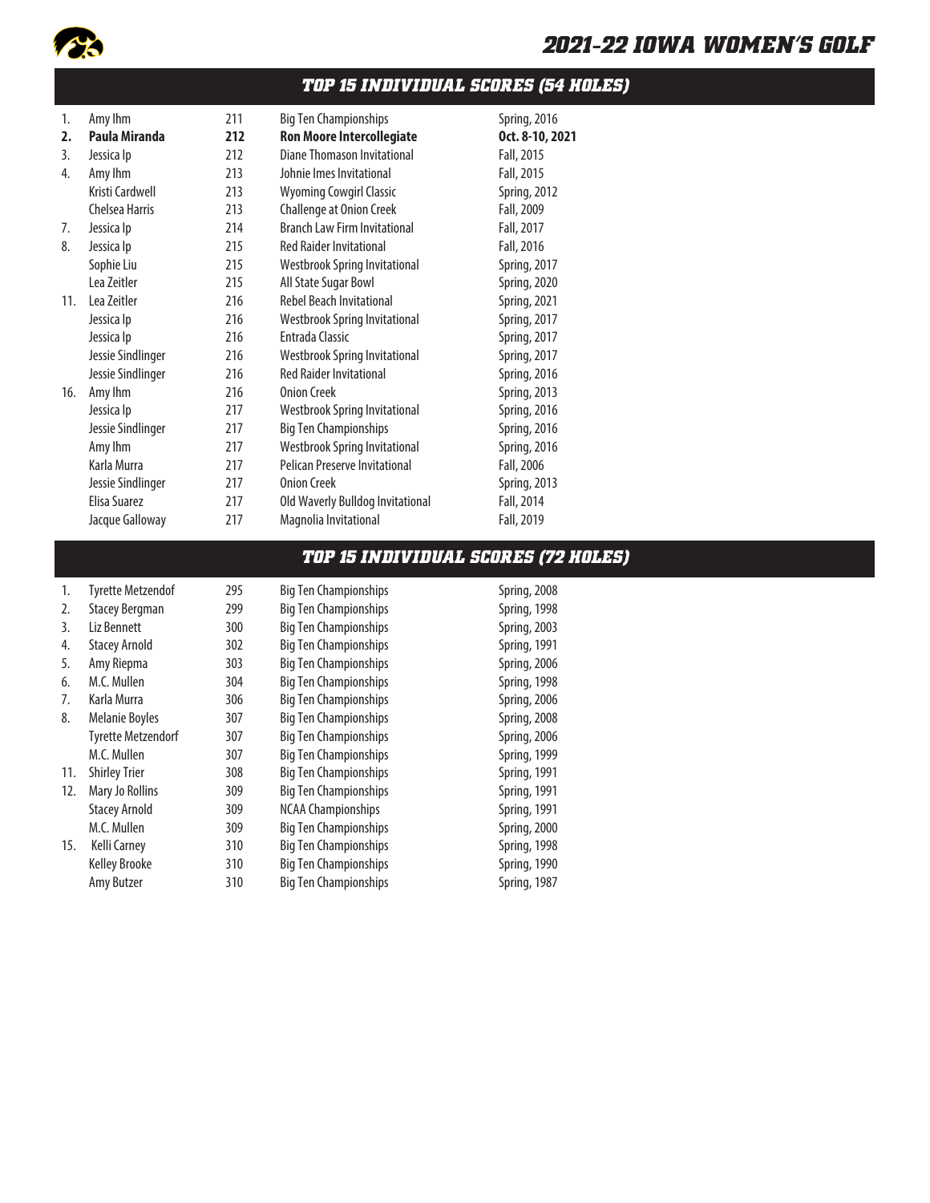# 2021-22 IOWA WOMEN'S GOLF

## TOP 15 INDIVIDUAL SCORES (54 HOLES)

| | | | | |
|---|---|---|---|---|
| 1. | Amy Ihm | 211 | Big Ten Championships | Spring, 2016 |
| **2.** | **Paula Miranda** | **212** | **Ron Moore Intercollegiate** | **Oct. 8-10, 2021** |
| 3. | Jessica Ip | 212 | Diane Thomason Invitational | Fall, 2015 |
| 4. | Amy Ihm | 213 | Johnie Imes Invitational | Fall, 2015 |
| | Kristi Cardwell | 213 | Wyoming Cowgirl Classic | Spring, 2012 |
| | Chelsea Harris | 213 | Challenge at Onion Creek | Fall, 2009 |
| 7. | Jessica Ip | 214 | Branch Law Firm Invitational | Fall, 2017 |
| 8. | Jessica Ip | 215 | Red Raider Invitational | Fall, 2016 |
| | Sophie Liu | 215 | Westbrook Spring Invitational | Spring, 2017 |
| | Lea Zeitler | 215 | All State Sugar Bowl | Spring, 2020 |
| 11. | Lea Zeitler | 216 | Rebel Beach Invitational | Spring, 2021 |
| | Jessica Ip | 216 | Westbrook Spring Invitational | Spring, 2017 |
| | Jessica Ip | 216 | Entrada Classic | Spring, 2017 |
| | Jessie Sindlinger | 216 | Westbrook Spring Invitational | Spring, 2017 |
| | Jessie Sindlinger | 216 | Red Raider Invitational | Spring, 2016 |
| 16. | Amy Ihm | 216 | Onion Creek | Spring, 2013 |
| | Jessica Ip | 217 | Westbrook Spring Invitational | Spring, 2016 |
| | Jessie Sindlinger | 217 | Big Ten Championships | Spring, 2016 |
| | Amy Ihm | 217 | Westbrook Spring Invitational | Spring, 2016 |
| | Karla Murra | 217 | Pelican Preserve Invitational | Fall, 2006 |
| | Jessie Sindlinger | 217 | Onion Creek | Spring, 2013 |
| | Elisa Suarez | 217 | Old Waverly Bulldog Invitational | Fall, 2014 |
| | Jacque Galloway | 217 | Magnolia Invitational | Fall, 2019 |

## TOP 15 INDIVIDUAL SCORES (72 HOLES)

| | | | | |
|---|---|---|---|---|
| 1. | Tyrette Metzendof | 295 | Big Ten Championships | Spring, 2008 |
| 2. | Stacey Bergman | 299 | Big Ten Championships | Spring, 1998 |
| 3. | Liz Bennett | 300 | Big Ten Championships | Spring, 2003 |
| 4. | Stacey Arnold | 302 | Big Ten Championships | Spring, 1991 |
| 5. | Amy Riepma | 303 | Big Ten Championships | Spring, 2006 |
| 6. | M.C. Mullen | 304 | Big Ten Championships | Spring, 1998 |
| 7. | Karla Murra | 306 | Big Ten Championships | Spring, 2006 |
| 8. | Melanie Boyles | 307 | Big Ten Championships | Spring, 2008 |
| | Tyrette Metzendorf | 307 | Big Ten Championships | Spring, 2006 |
| | M.C. Mullen | 307 | Big Ten Championships | Spring, 1999 |
| 11. | Shirley Trier | 308 | Big Ten Championships | Spring, 1991 |
| 12. | Mary Jo Rollins | 309 | Big Ten Championships | Spring, 1991 |
| | Stacey Arnold | 309 | NCAA Championships | Spring, 1991 |
| | M.C. Mullen | 309 | Big Ten Championships | Spring, 2000 |
| 15. | Kelli Carney | 310 | Big Ten Championships | Spring, 1998 |
| | Kelley Brooke | 310 | Big Ten Championships | Spring, 1990 |
| | Amy Butzer | 310 | Big Ten Championships | Spring, 1987 |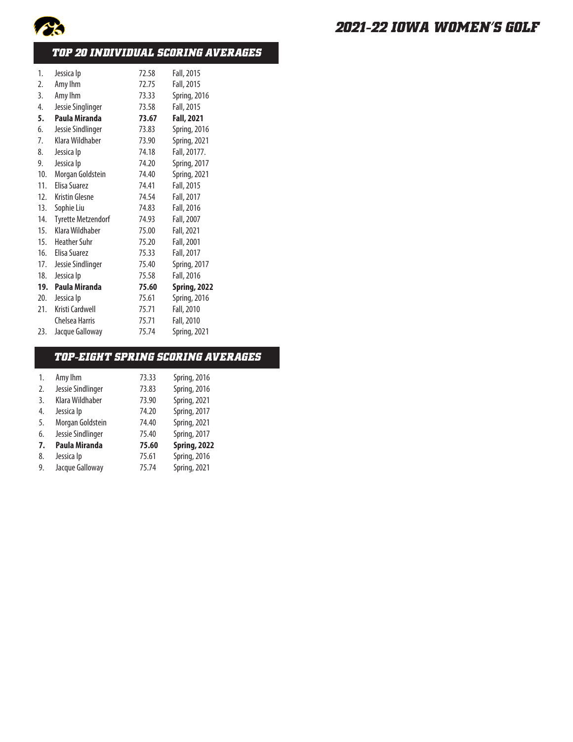## TOP 20 INDIVIDUAL SCORING AVERAGES

| | | | |
|---|---|---|---|
| 1. | Jessica Ip | 72.58 | Fall, 2015 |
| 2. | Amy Ihm | 72.75 | Fall, 2015 |
| 3. | Amy Ihm | 73.33 | Spring, 2016 |
| 4. | Jessie Singlinger | 73.58 | Fall, 2015 |
| **5.** | **Paula Miranda** | **73.67** | **Fall, 2021** |
| 6. | Jessie Sindlinger | 73.83 | Spring, 2016 |
| 7. | Klara Wildhaber | 73.90 | Spring, 2021 |
| 8. | Jessica Ip | 74.18 | Fall, 20177. |
| 9. | Jessica Ip | 74.20 | Spring, 2017 |
| 10. | Morgan Goldstein | 74.40 | Spring, 2021 |
| 11. | Elisa Suarez | 74.41 | Fall, 2015 |
| 12. | Kristin Glesne | 74.54 | Fall, 2017 |
| 13. | Sophie Liu | 74.83 | Fall, 2016 |
| 14. | Tyrette Metzendorf | 74.93 | Fall, 2007 |
| 15. | Klara Wildhaber | 75.00 | Fall, 2021 |
| 15. | Heather Suhr | 75.20 | Fall, 2001 |
| 16. | Elisa Suarez | 75.33 | Fall, 2017 |
| 17. | Jessie Sindlinger | 75.40 | Spring, 2017 |
| 18. | Jessica Ip | 75.58 | Fall, 2016 |
| **19.** | **Paula Miranda** | **75.60** | **Spring, 2022** |
| 20. | Jessica Ip | 75.61 | Spring, 2016 |
| 21. | Kristi Cardwell | 75.71 | Fall, 2010 |
| | Chelsea Harris | 75.71 | Fall, 2010 |
| 23. | Jacque Galloway | 75.74 | Spring, 2021 |

## TOP-EIGHT SPRING SCORING AVERAGES

| | | | |
|---|---|---|---|
| 1. | Amy Ihm | 73.33 | Spring, 2016 |
| 2. | Jessie Sindlinger | 73.83 | Spring, 2016 |
| 3. | Klara Wildhaber | 73.90 | Spring, 2021 |
| 4. | Jessica Ip | 74.20 | Spring, 2017 |
| 5. | Morgan Goldstein | 74.40 | Spring, 2021 |
| 6. | Jessie Sindlinger | 75.40 | Spring, 2017 |
| **7.** | **Paula Miranda** | **75.60** | **Spring, 2022** |
| 8. | Jessica Ip | 75.61 | Spring, 2016 |
| 9. | Jacque Galloway | 75.74 | Spring, 2021 |